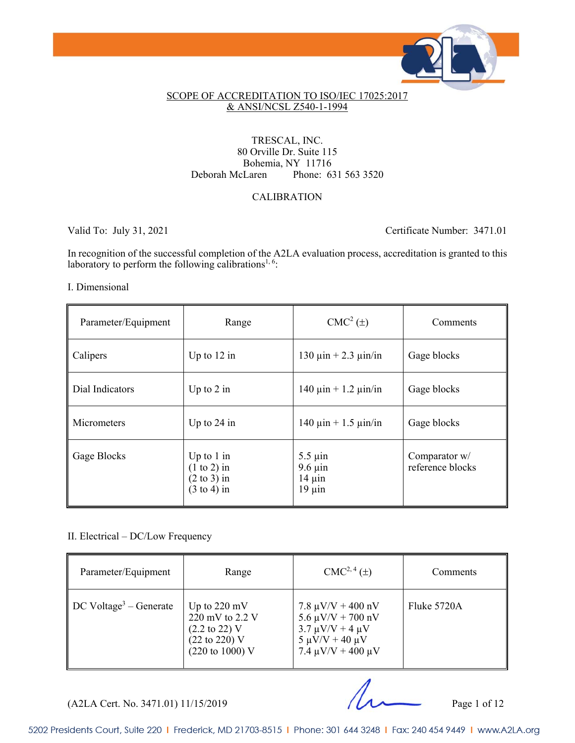SCOPE OF ACCREDITATION TO ISO/IEC 17025:2017
& ANSI/NCSL Z540-1-1994

TRESCAL, INC.
80 Orville Dr. Suite 115
Bohemia, NY 11716
Deborah McLaren Phone: 631 563 3520

CALIBRATION

Valid To: July 31, 2021 Certificate Number: 3471.01

In recognition of the successful completion of the A2LA evaluation process, accreditation is granted to this laboratory to perform the following calibrations[1, 6]:

I. Dimensional

| Parameter/Equipment | Range | CMC[2] (±) | Comments |
|---|---|---|---|
| Calipers | Up to 12 in | 130 µin + 2.3 µin/in | Gage blocks |
| Dial Indicators | Up to 2 in | 140 µin + 1.2 µin/in | Gage blocks |
| Micrometers | Up to 24 in | 140 µin + 1.5 µin/in | Gage blocks |
| Gage Blocks | Up to 1 in<br>(1 to 2) in<br>(2 to 3) in<br>(3 to 4) in | 5.5 µin<br>9.6 µin<br>14 µin<br>19 µin | Comparator w/ reference blocks |

II. Electrical – DC/Low Frequency

| Parameter/Equipment | Range | CMC[2, 4] (±) | Comments |
|---|---|---|---|
| DC Voltage[3] – Generate | Up to 220 mV<br>220 mV to 2.2 V<br>(2.2 to 22) V<br>(22 to 220) V<br>(220 to 1000) V | 7.8 µV/V + 400 nV<br>5.6 µV/V + 700 nV<br>3.7 µV/V + 4 µV<br>5 µV/V + 40 µV<br>7.4 µV/V + 400 µV | Fluke 5720A |

(A2LA Cert. No. 3471.01) 11/15/2019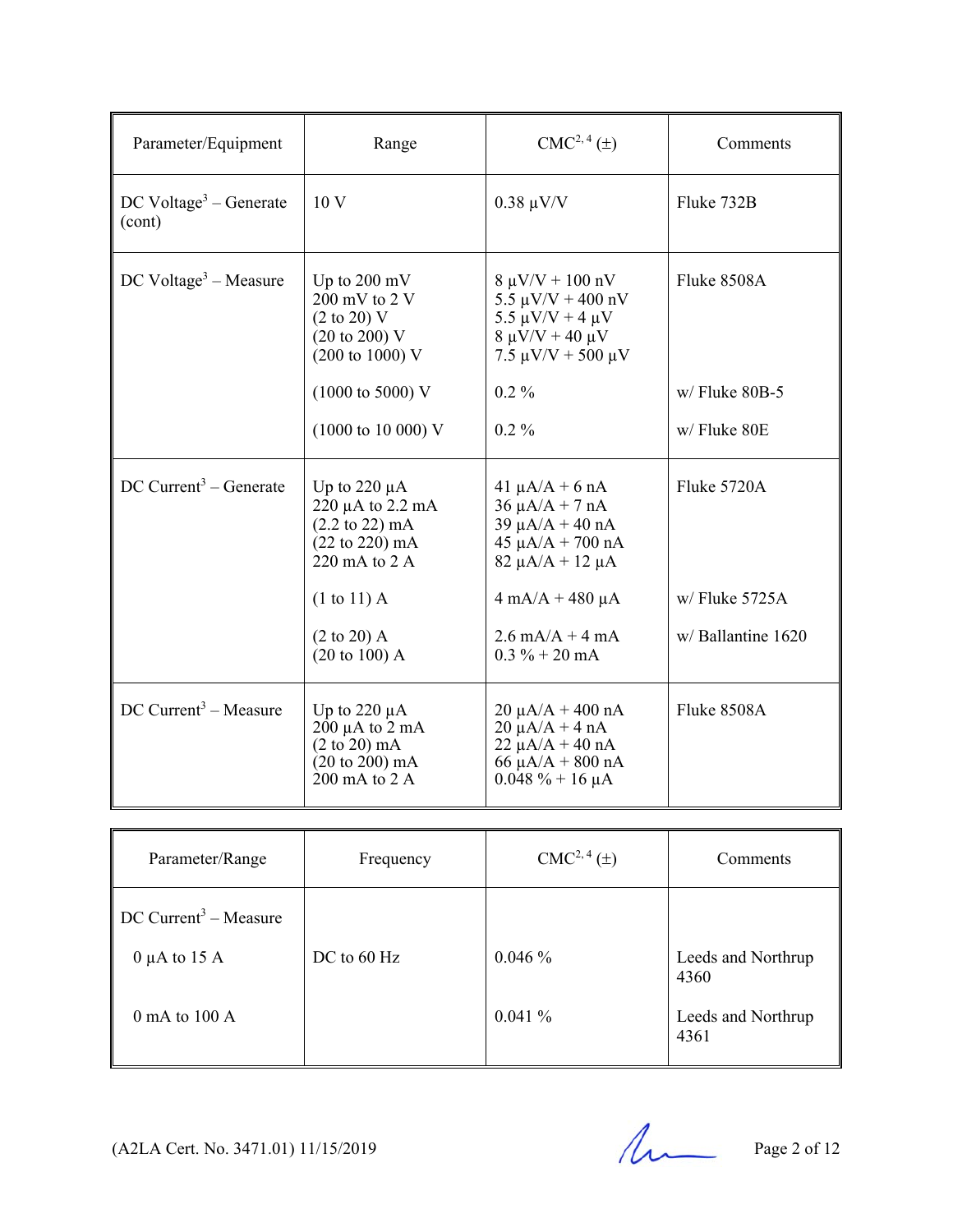| Parameter/Equipment | Range | CMC[2, 4] (±) | Comments |
|---|---|---|---|
| DC Voltage[3] – Generate (cont) | 10 V | 0.38 µV/V | Fluke 732B |
| DC Voltage[3] – Measure | Up to 200 mV<br>200 mV to 2 V<br>(2 to 20) V<br>(20 to 200) V<br>(200 to 1000) V | 8 µV/V + 100 nV<br>5.5 µV/V + 400 nV<br>5.5 µV/V + 4 µV<br>8 µV/V + 40 µV<br>7.5 µV/V + 500 µV | Fluke 8508A |
| | (1000 to 5000) V | 0.2 % | w/ Fluke 80B-5 |
| | (1000 to 10 000) V | 0.2 % | w/ Fluke 80E |
| DC Current[3] – Generate | Up to 220 µA<br>220 µA to 2.2 mA<br>(2.2 to 22) mA<br>(22 to 220) mA<br>220 mA to 2 A | 41 µA/A + 6 nA<br>36 µA/A + 7 nA<br>39 µA/A + 40 nA<br>45 µA/A + 700 nA<br>82 µA/A + 12 µA | Fluke 5720A |
| | (1 to 11) A | 4 mA/A + 480 µA | w/ Fluke 5725A |
| | (2 to 20) A<br>(20 to 100) A | 2.6 mA/A + 4 mA<br>0.3 % + 20 mA | w/ Ballantine 1620 |
| DC Current[3] – Measure | Up to 220 µA<br>200 µA to 2 mA<br>(2 to 20) mA<br>(20 to 200) mA<br>200 mA to 2 A | 20 µA/A + 400 nA<br>20 µA/A + 4 nA<br>22 µA/A + 40 nA<br>66 µA/A + 800 nA<br>0.048 % + 16 µA | Fluke 8508A |

| Parameter/Range | Frequency | CMC[2, 4] (±) | Comments |
|---|---|---|---|
| DC Current[3] – Measure | | | |
| 0 µA to 15 A | DC to 60 Hz | 0.046 % | Leeds and Northrup 4360 |
| 0 mA to 100 A | | 0.041 % | Leeds and Northrup 4361 |

(A2LA Cert. No. 3471.01) 11/15/2019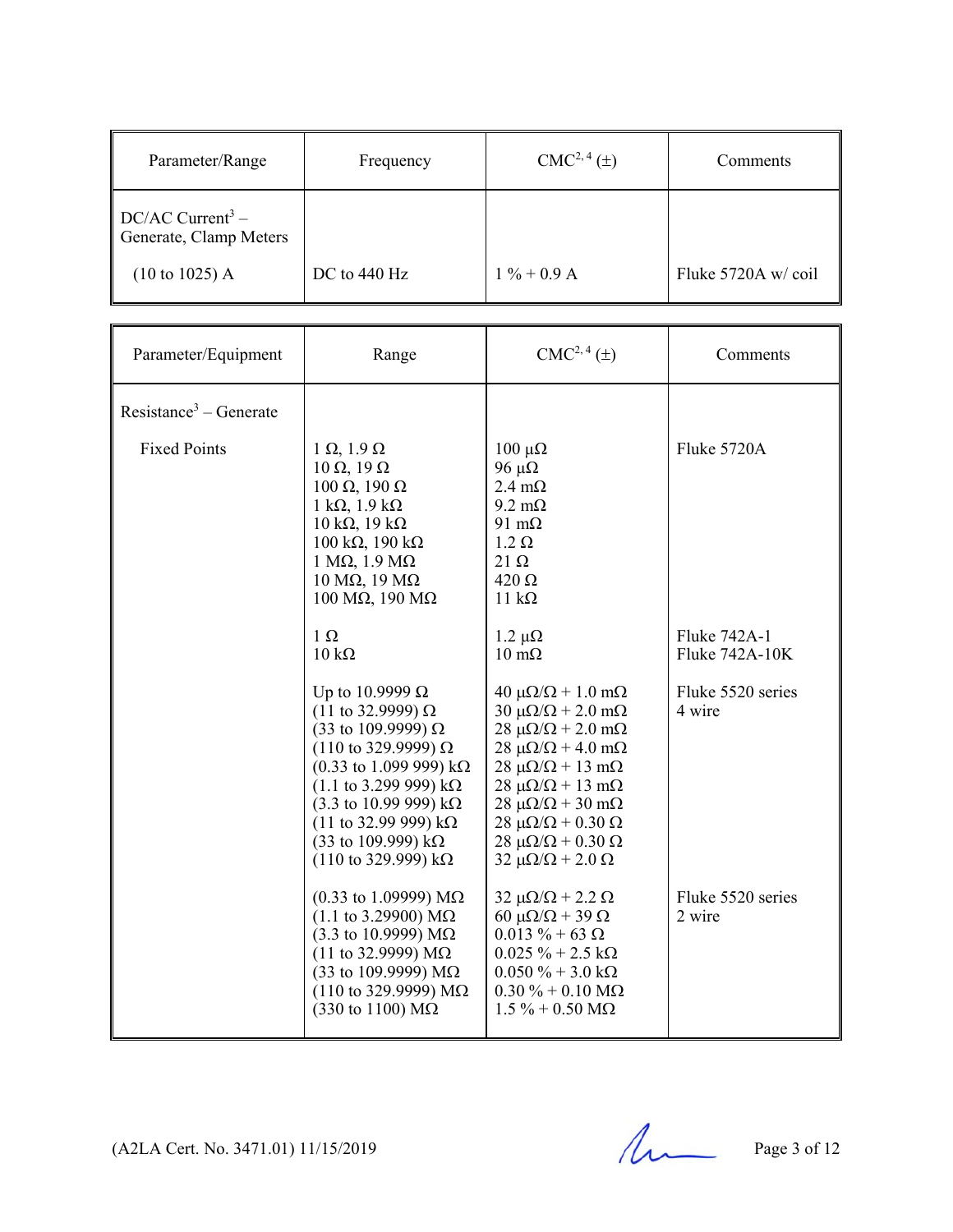| Parameter/Range | Frequency | CMC[2, 4] (±) | Comments |
|---|---|---|---|
| DC/AC Current[3] – Generate, Clamp Meters | | | |
| (10 to 1025) A | DC to 440 Hz | 1 % + 0.9 A | Fluke 5720A w/ coil |

| Parameter/Equipment | Range | CMC[2, 4] (±) | Comments |
|---|---|---|---|
| Resistance[3] – Generate | | | |
| Fixed Points | 1 Ω, 1.9 Ω | 100 μΩ | Fluke 5720A |
| | 10 Ω, 19 Ω | 96 μΩ | |
| | 100 Ω, 190 Ω | 2.4 mΩ | |
| | 1 kΩ, 1.9 kΩ | 9.2 mΩ | |
| | 10 kΩ, 19 kΩ | 91 mΩ | |
| | 100 kΩ, 190 kΩ | 1.2 Ω | |
| | 1 MΩ, 1.9 MΩ | 21 Ω | |
| | 10 MΩ, 19 MΩ | 420 Ω | |
| | 100 MΩ, 190 MΩ | 11 kΩ | |
| | 1 Ω | 1.2 μΩ | Fluke 742A-1 |
| | 10 kΩ | 10 mΩ | Fluke 742A-10K |
| | Up to 10.9999 Ω | 40 μΩ/Ω + 1.0 mΩ | Fluke 5520 series 4 wire |
| | (11 to 32.9999) Ω | 30 μΩ/Ω + 2.0 mΩ | |
| | (33 to 109.9999) Ω | 28 μΩ/Ω + 2.0 mΩ | |
| | (110 to 329.9999) Ω | 28 μΩ/Ω + 4.0 mΩ | |
| | (0.33 to 1.099 999) kΩ | 28 μΩ/Ω + 13 mΩ | |
| | (1.1 to 3.299 999) kΩ | 28 μΩ/Ω + 13 mΩ | |
| | (3.3 to 10.99 999) kΩ | 28 μΩ/Ω + 30 mΩ | |
| | (11 to 32.99 999) kΩ | 28 μΩ/Ω + 0.30 Ω | |
| | (33 to 109.999) kΩ | 28 μΩ/Ω + 0.30 Ω | |
| | (110 to 329.999) kΩ | 32 μΩ/Ω + 2.0 Ω | |
| | (0.33 to 1.09999) MΩ | 32 μΩ/Ω + 2.2 Ω | Fluke 5520 series 2 wire |
| | (1.1 to 3.29900) MΩ | 60 μΩ/Ω + 39 Ω | |
| | (3.3 to 10.9999) MΩ | 0.013 % + 63 Ω | |
| | (11 to 32.9999) MΩ | 0.025 % + 2.5 kΩ | |
| | (33 to 109.9999) MΩ | 0.050 % + 3.0 kΩ | |
| | (110 to 329.9999) MΩ | 0.30 % + 0.10 MΩ | |
| | (330 to 1100) MΩ | 1.5 % + 0.50 MΩ | |

(A2LA Cert. No. 3471.01) 11/15/2019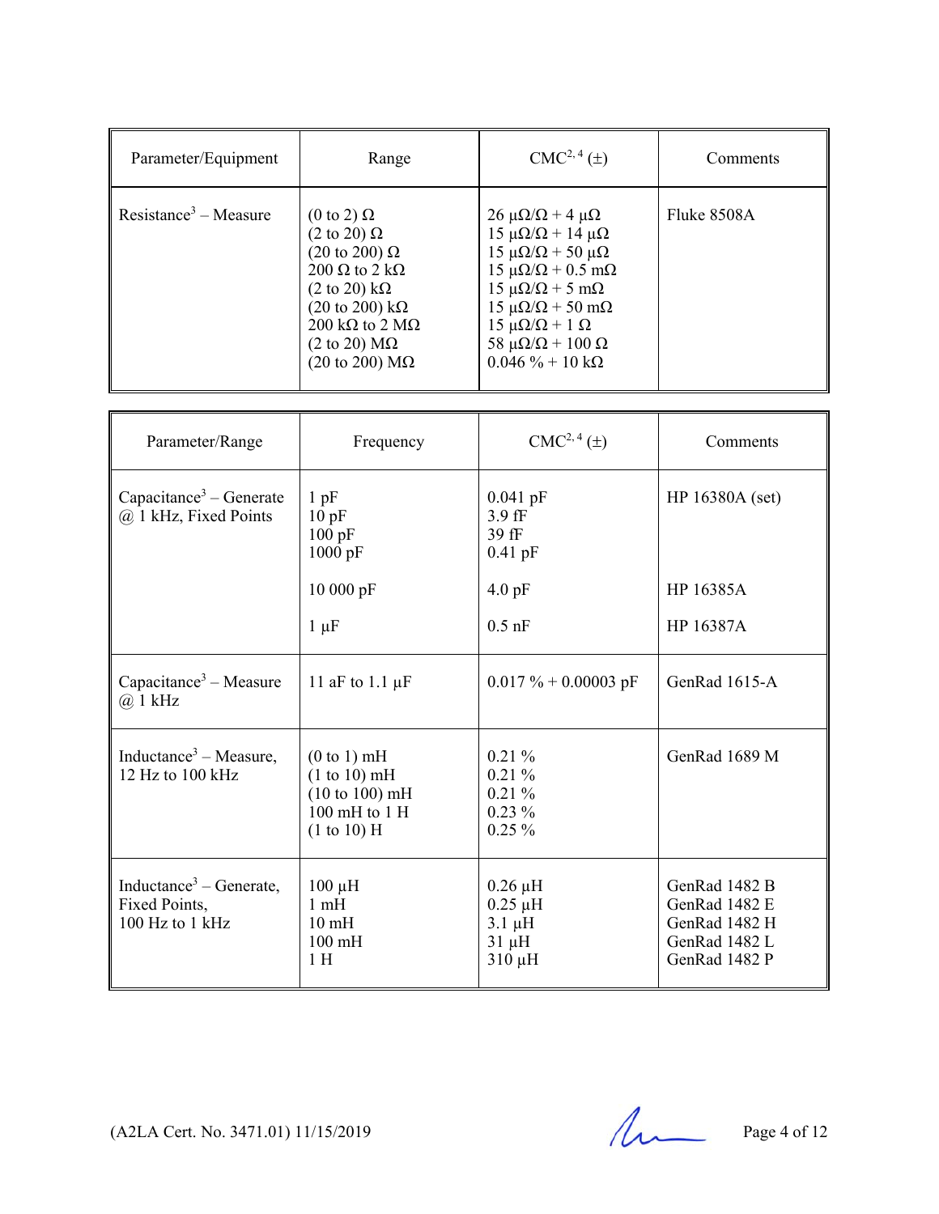| Parameter/Equipment | Range | CMC[2, 4] (±) | Comments |
|---|---|---|---|
| Resistance[3] – Measure | (0 to 2) Ω<br>(2 to 20) Ω<br>(20 to 200) Ω<br>200 Ω to 2 kΩ<br>(2 to 20) kΩ<br>(20 to 200) kΩ<br>200 kΩ to 2 MΩ<br>(2 to 20) MΩ<br>(20 to 200) MΩ | 26 μΩ/Ω + 4 μΩ<br>15 μΩ/Ω + 14 μΩ<br>15 μΩ/Ω + 50 μΩ<br>15 μΩ/Ω + 0.5 mΩ<br>15 μΩ/Ω + 5 mΩ<br>15 μΩ/Ω + 50 mΩ<br>15 μΩ/Ω + 1 Ω<br>58 μΩ/Ω + 100 Ω<br>0.046 % + 10 kΩ | Fluke 8508A |

| Parameter/Range | Frequency | CMC[2, 4] (±) | Comments |
|---|---|---|---|
| Capacitance[3] – Generate @ 1 kHz, Fixed Points | 1 pF<br>10 pF<br>100 pF<br>1000 pF | 0.041 pF<br>3.9 fF<br>39 fF<br>0.41 pF | HP 16380A (set) |
| | 10 000 pF | 4.0 pF | HP 16385A |
| | 1 μF | 0.5 nF | HP 16387A |
| Capacitance[3] – Measure @ 1 kHz | 11 aF to 1.1 μF | 0.017 % + 0.00003 pF | GenRad 1615-A |
| Inductance[3] – Measure, 12 Hz to 100 kHz | (0 to 1) mH<br>(1 to 10) mH<br>(10 to 100) mH<br>100 mH to 1 H<br>(1 to 10) H | 0.21 %<br>0.21 %<br>0.21 %<br>0.23 %<br>0.25 % | GenRad 1689 M |
| Inductance[3] – Generate, Fixed Points, 100 Hz to 1 kHz | 100 μH<br>1 mH<br>10 mH<br>100 mH<br>1 H | 0.26 μH<br>0.25 μH<br>3.1 μH<br>31 μH<br>310 μH | GenRad 1482 B<br>GenRad 1482 E<br>GenRad 1482 H<br>GenRad 1482 L<br>GenRad 1482 P |

(A2LA Cert. No. 3471.01) 11/15/2019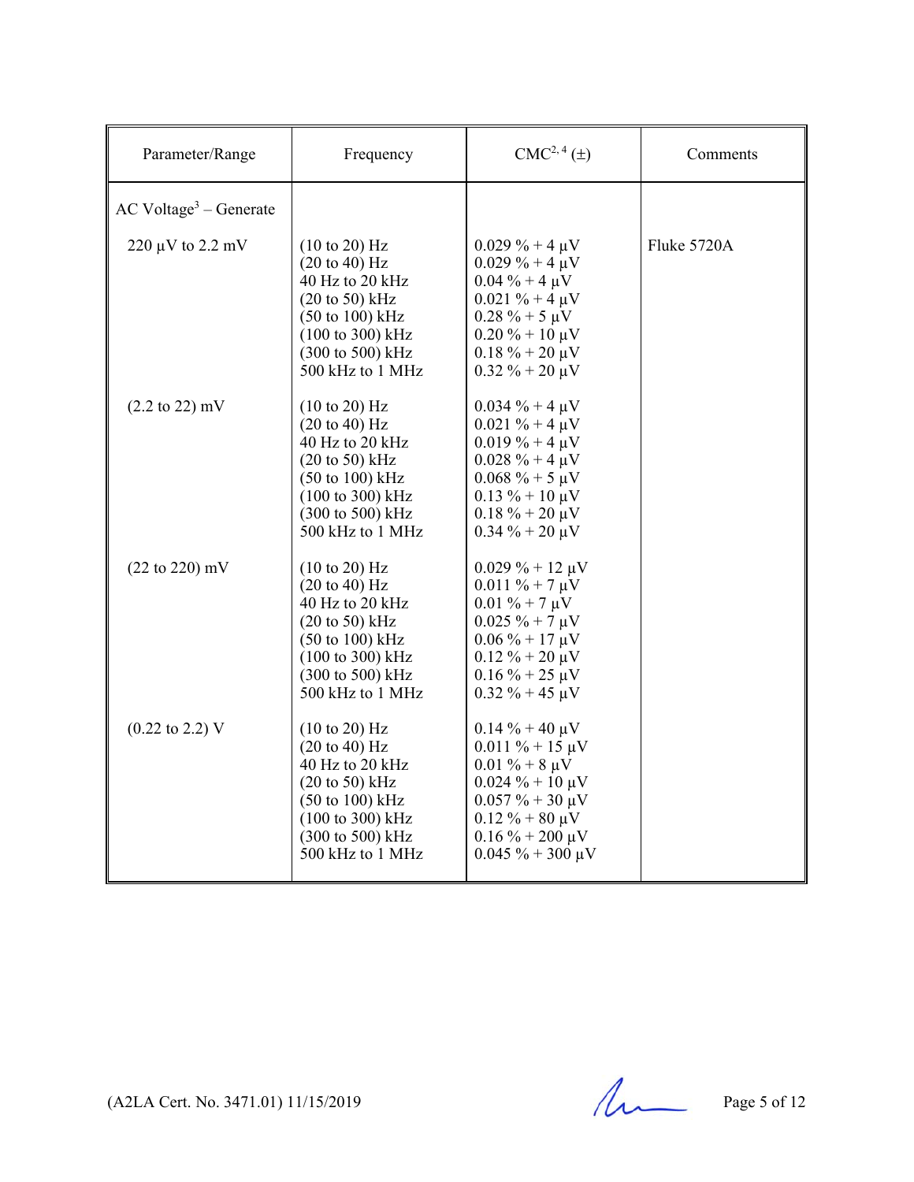| Parameter/Range | Frequency | CMC[2, 4] (±) | Comments |
|---|---|---|---|
| AC Voltage[3] – Generate | | | |
| 220 µV to 2.2 mV | (10 to 20) Hz | 0.029 % + 4 µV | Fluke 5720A |
| | (20 to 40) Hz | 0.029 % + 4 µV | |
| | 40 Hz to 20 kHz | 0.04 % + 4 µV | |
| | (20 to 50) kHz | 0.021 % + 4 µV | |
| | (50 to 100) kHz | 0.28 % + 5 µV | |
| | (100 to 300) kHz | 0.20 % + 10 µV | |
| | (300 to 500) kHz | 0.18 % + 20 µV | |
| | 500 kHz to 1 MHz | 0.32 % + 20 µV | |
| (2.2 to 22) mV | (10 to 20) Hz | 0.034 % + 4 µV | |
| | (20 to 40) Hz | 0.021 % + 4 µV | |
| | 40 Hz to 20 kHz | 0.019 % + 4 µV | |
| | (20 to 50) kHz | 0.028 % + 4 µV | |
| | (50 to 100) kHz | 0.068 % + 5 µV | |
| | (100 to 300) kHz | 0.13 % + 10 µV | |
| | (300 to 500) kHz | 0.18 % + 20 µV | |
| | 500 kHz to 1 MHz | 0.34 % + 20 µV | |
| (22 to 220) mV | (10 to 20) Hz | 0.029 % + 12 µV | |
| | (20 to 40) Hz | 0.011 % + 7 µV | |
| | 40 Hz to 20 kHz | 0.01 % + 7 µV | |
| | (20 to 50) kHz | 0.025 % + 7 µV | |
| | (50 to 100) kHz | 0.06 % + 17 µV | |
| | (100 to 300) kHz | 0.12 % + 20 µV | |
| | (300 to 500) kHz | 0.16 % + 25 µV | |
| | 500 kHz to 1 MHz | 0.32 % + 45 µV | |
| (0.22 to 2.2) V | (10 to 20) Hz | 0.14 % + 40 µV | |
| | (20 to 40) Hz | 0.011 % + 15 µV | |
| | 40 Hz to 20 kHz | 0.01 % + 8 µV | |
| | (20 to 50) kHz | 0.024 % + 10 µV | |
| | (50 to 100) kHz | 0.057 % + 30 µV | |
| | (100 to 300) kHz | 0.12 % + 80 µV | |
| | (300 to 500) kHz | 0.16 % + 200 µV | |
| | 500 kHz to 1 MHz | 0.045 % + 300 µV | |

(A2LA Cert. No. 3471.01) 11/15/2019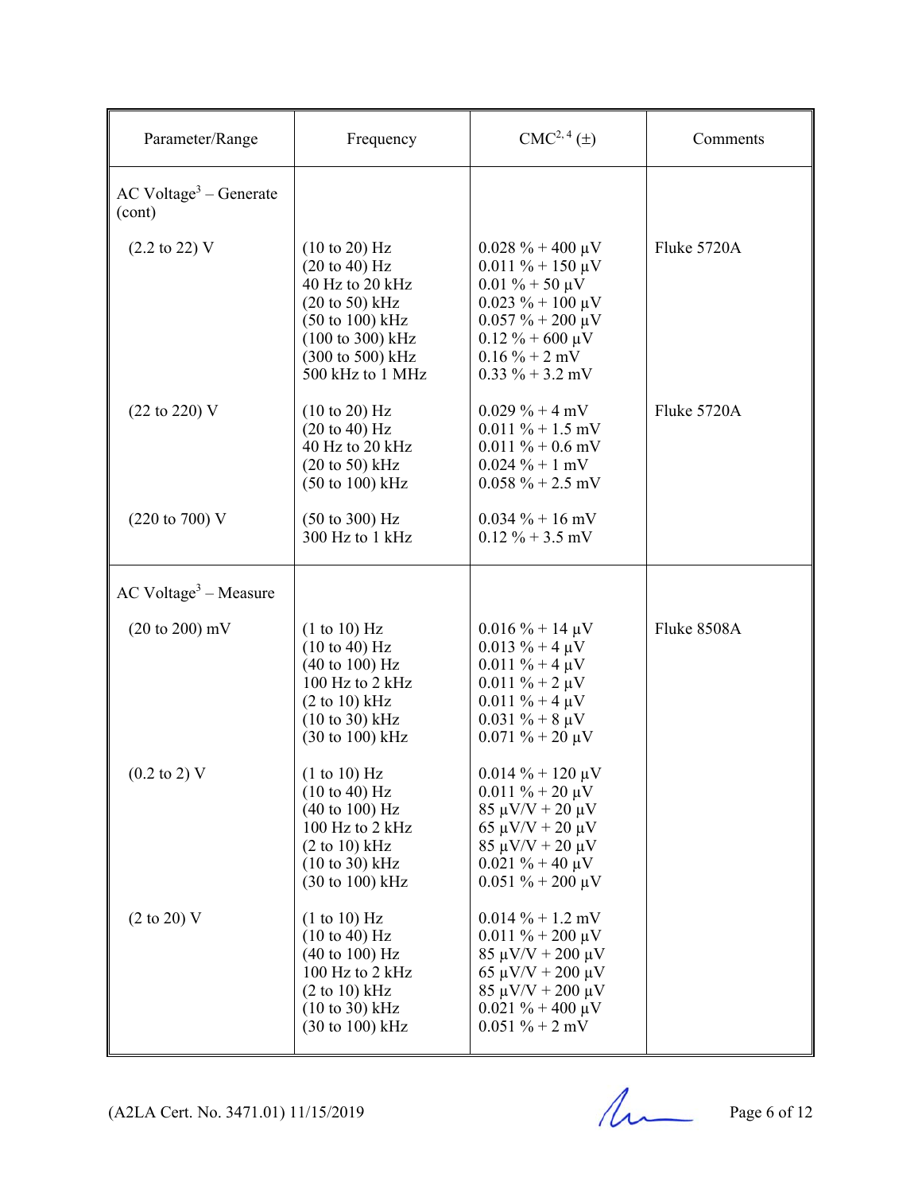| Parameter/Range | Frequency | CMC[2, 4] (±) | Comments |
|---|---|---|---|
| AC Voltage[3] – Generate (cont) | | | |
| (2.2 to 22) V | (10 to 20) Hz<br>(20 to 40) Hz<br>40 Hz to 20 kHz<br>(20 to 50) kHz<br>(50 to 100) kHz<br>(100 to 300) kHz<br>(300 to 500) kHz<br>500 kHz to 1 MHz | 0.028 % + 400 µV<br>0.011 % + 150 µV<br>0.01 % + 50 µV<br>0.023 % + 100 µV<br>0.057 % + 200 µV<br>0.12 % + 600 µV<br>0.16 % + 2 mV<br>0.33 % + 3.2 mV | Fluke 5720A |
| (22 to 220) V | (10 to 20) Hz<br>(20 to 40) Hz<br>40 Hz to 20 kHz<br>(20 to 50) kHz<br>(50 to 100) kHz | 0.029 % + 4 mV<br>0.011 % + 1.5 mV<br>0.011 % + 0.6 mV<br>0.024 % + 1 mV<br>0.058 % + 2.5 mV | Fluke 5720A |
| (220 to 700) V | (50 to 300) Hz<br>300 Hz to 1 kHz | 0.034 % + 16 mV<br>0.12 % + 3.5 mV | |
| AC Voltage[3] – Measure | | | |
| (20 to 200) mV | (1 to 10) Hz<br>(10 to 40) Hz<br>(40 to 100) Hz<br>100 Hz to 2 kHz<br>(2 to 10) kHz<br>(10 to 30) kHz<br>(30 to 100) kHz | 0.016 % + 14 µV<br>0.013 % + 4 µV<br>0.011 % + 4 µV<br>0.011 % + 2 µV<br>0.011 % + 4 µV<br>0.031 % + 8 µV<br>0.071 % + 20 µV | Fluke 8508A |
| (0.2 to 2) V | (1 to 10) Hz<br>(10 to 40) Hz<br>(40 to 100) Hz<br>100 Hz to 2 kHz<br>(2 to 10) kHz<br>(10 to 30) kHz<br>(30 to 100) kHz | 0.014 % + 120 µV<br>0.011 % + 20 µV<br>85 µV/V + 20 µV<br>65 µV/V + 20 µV<br>85 µV/V + 20 µV<br>0.021 % + 40 µV<br>0.051 % + 200 µV | |
| (2 to 20) V | (1 to 10) Hz<br>(10 to 40) Hz<br>(40 to 100) Hz<br>100 Hz to 2 kHz<br>(2 to 10) kHz<br>(10 to 30) kHz<br>(30 to 100) kHz | 0.014 % + 1.2 mV<br>0.011 % + 200 µV<br>85 µV/V + 200 µV<br>65 µV/V + 200 µV<br>85 µV/V + 200 µV<br>0.021 % + 400 µV<br>0.051 % + 2 mV | |

(A2LA Cert. No. 3471.01) 11/15/2019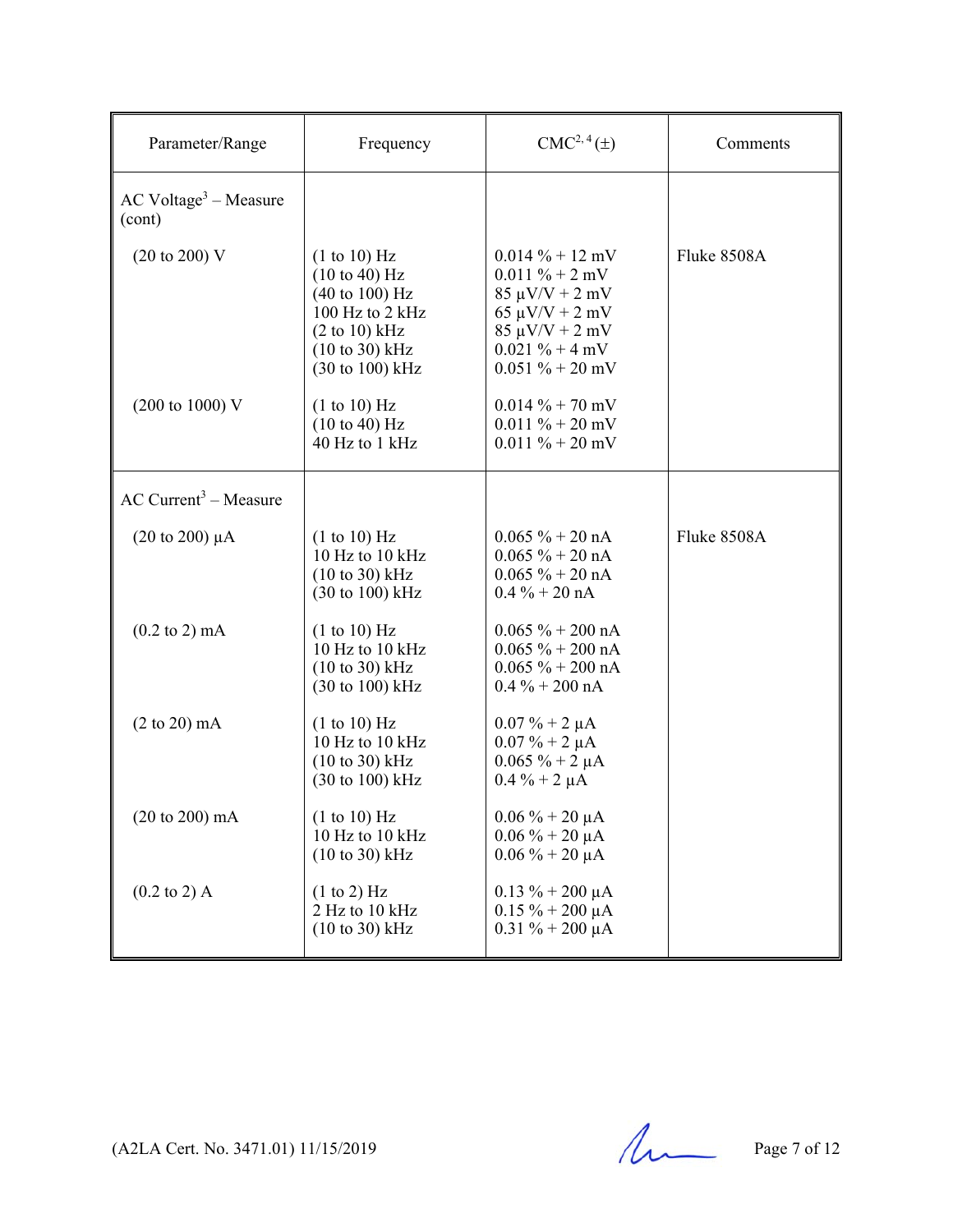| Parameter/Range | Frequency | CMC[2, 4] (±) | Comments |
|---|---|---|---|
| AC Voltage[3] – Measure (cont) | | | |
| (20 to 200) V | (1 to 10) Hz | 0.014 % + 12 mV | Fluke 8508A |
| | (10 to 40) Hz | 0.011 % + 2 mV | |
| | (40 to 100) Hz | 85 µV/V + 2 mV | |
| | 100 Hz to 2 kHz | 65 µV/V + 2 mV | |
| | (2 to 10) kHz | 85 µV/V + 2 mV | |
| | (10 to 30) kHz | 0.021 % + 4 mV | |
| | (30 to 100) kHz | 0.051 % + 20 mV | |
| (200 to 1000) V | (1 to 10) Hz | 0.014 % + 70 mV | |
| | (10 to 40) Hz | 0.011 % + 20 mV | |
| | 40 Hz to 1 kHz | 0.011 % + 20 mV | |
| AC Current[3] – Measure | | | |
| (20 to 200) µA | (1 to 10) Hz | 0.065 % + 20 nA | Fluke 8508A |
| | 10 Hz to 10 kHz | 0.065 % + 20 nA | |
| | (10 to 30) kHz | 0.065 % + 20 nA | |
| | (30 to 100) kHz | 0.4 % + 20 nA | |
| (0.2 to 2) mA | (1 to 10) Hz | 0.065 % + 200 nA | |
| | 10 Hz to 10 kHz | 0.065 % + 200 nA | |
| | (10 to 30) kHz | 0.065 % + 200 nA | |
| | (30 to 100) kHz | 0.4 % + 200 nA | |
| (2 to 20) mA | (1 to 10) Hz | 0.07 % + 2 µA | |
| | 10 Hz to 10 kHz | 0.07 % + 2 µA | |
| | (10 to 30) kHz | 0.065 % + 2 µA | |
| | (30 to 100) kHz | 0.4 % + 2 µA | |
| (20 to 200) mA | (1 to 10) Hz | 0.06 % + 20 µA | |
| | 10 Hz to 10 kHz | 0.06 % + 20 µA | |
| | (10 to 30) kHz | 0.06 % + 20 µA | |
| (0.2 to 2) A | (1 to 2) Hz | 0.13 % + 200 µA | |
| | 2 Hz to 10 kHz | 0.15 % + 200 µA | |
| | (10 to 30) kHz | 0.31 % + 200 µA | |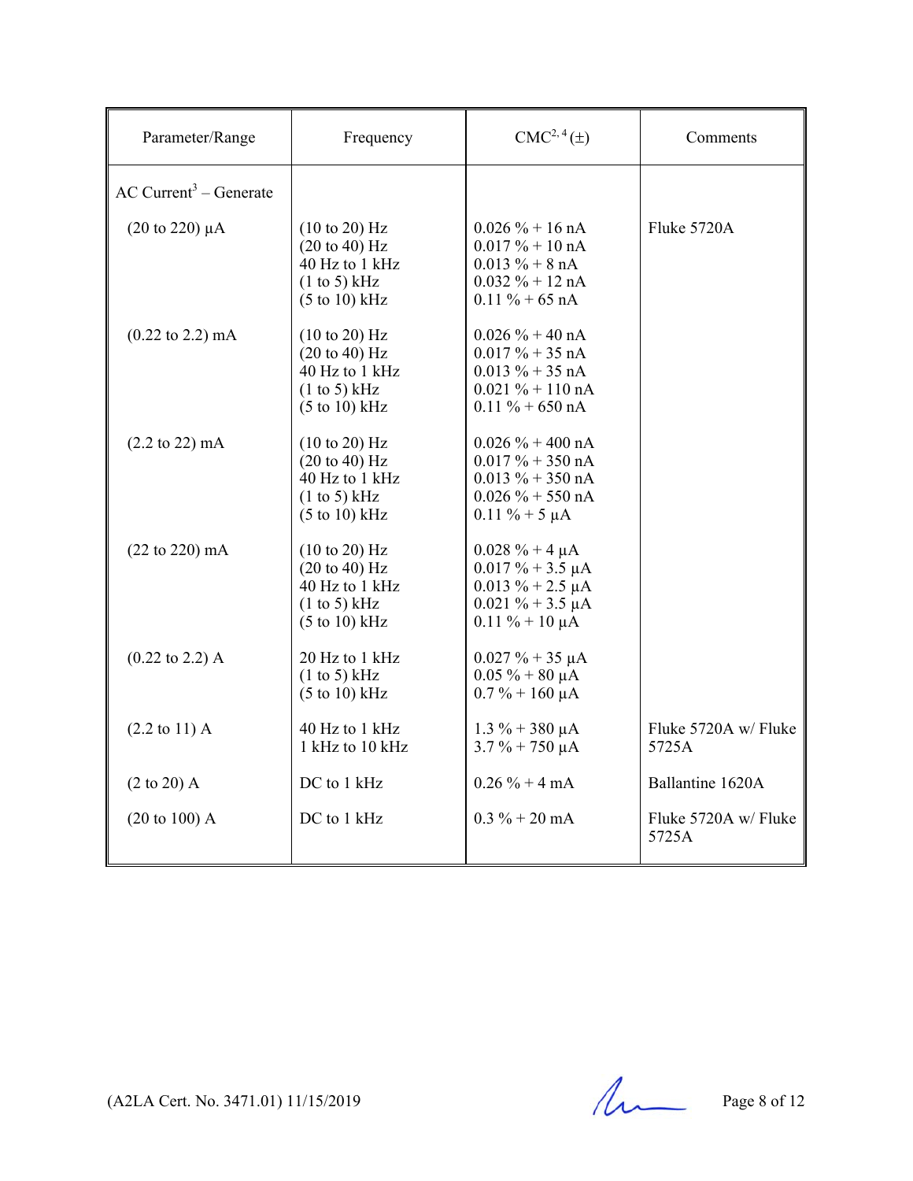| Parameter/Range | Frequency | CMC[2, 4] (±) | Comments |
|---|---|---|---|
| AC Current[3] – Generate | | | |
| (20 to 220) µA | (10 to 20) Hz<br>(20 to 40) Hz<br>40 Hz to 1 kHz<br>(1 to 5) kHz<br>(5 to 10) kHz | 0.026 % + 16 nA<br>0.017 % + 10 nA<br>0.013 % + 8 nA<br>0.032 % + 12 nA<br>0.11 % + 65 nA | Fluke 5720A |
| (0.22 to 2.2) mA | (10 to 20) Hz<br>(20 to 40) Hz<br>40 Hz to 1 kHz<br>(1 to 5) kHz<br>(5 to 10) kHz | 0.026 % + 40 nA<br>0.017 % + 35 nA<br>0.013 % + 35 nA<br>0.021 % + 110 nA<br>0.11 % + 650 nA | |
| (2.2 to 22) mA | (10 to 20) Hz<br>(20 to 40) Hz<br>40 Hz to 1 kHz<br>(1 to 5) kHz<br>(5 to 10) kHz | 0.026 % + 400 nA<br>0.017 % + 350 nA<br>0.013 % + 350 nA<br>0.026 % + 550 nA<br>0.11 % + 5 µA | |
| (22 to 220) mA | (10 to 20) Hz<br>(20 to 40) Hz<br>40 Hz to 1 kHz<br>(1 to 5) kHz<br>(5 to 10) kHz | 0.028 % + 4 µA<br>0.017 % + 3.5 µA<br>0.013 % + 2.5 µA<br>0.021 % + 3.5 µA<br>0.11 % + 10 µA | |
| (0.22 to 2.2) A | 20 Hz to 1 kHz<br>(1 to 5) kHz<br>(5 to 10) kHz | 0.027 % + 35 µA<br>0.05 % + 80 µA<br>0.7 % + 160 µA | |
| (2.2 to 11) A | 40 Hz to 1 kHz<br>1 kHz to 10 kHz | 1.3 % + 380 µA<br>3.7 % + 750 µA | Fluke 5720A w/ Fluke 5725A |
| (2 to 20) A | DC to 1 kHz | 0.26 % + 4 mA | Ballantine 1620A |
| (20 to 100) A | DC to 1 kHz | 0.3 % + 20 mA | Fluke 5720A w/ Fluke 5725A |

(A2LA Cert. No. 3471.01) 11/15/2019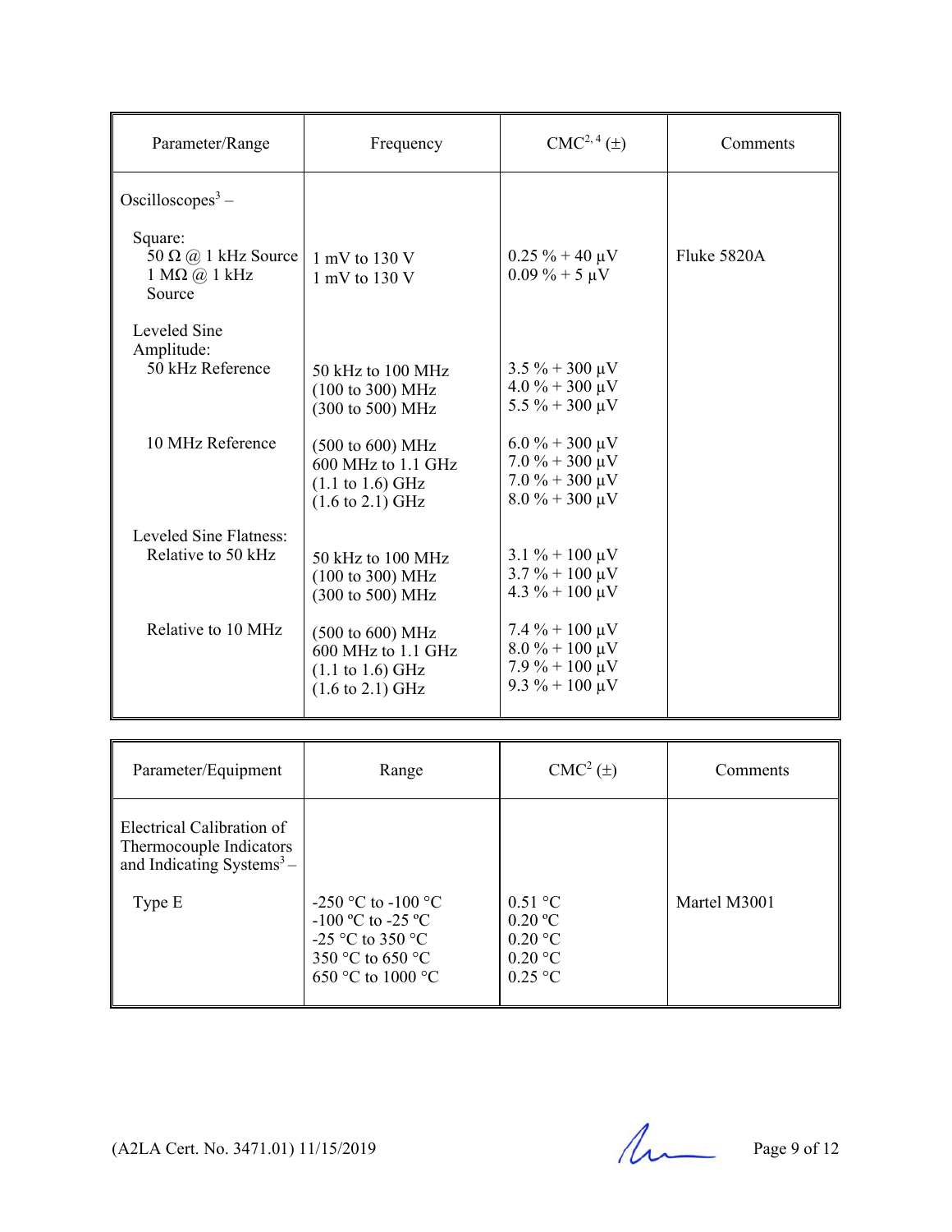| Parameter/Range | Frequency | CMC[2, 4] (±) | Comments |
|---|---|---|---|
| Oscilloscopes[3] – | | | |
| Square: | | | |
| 50 Ω @ 1 kHz Source | 1 mV to 130 V | 0.25 % + 40 µV | Fluke 5820A |
| 1 MΩ @ 1 kHz Source | 1 mV to 130 V | 0.09 % + 5 µV | |
| Leveled Sine Amplitude: | | | |
| 50 kHz Reference | 50 kHz to 100 MHz<br>(100 to 300) MHz<br>(300 to 500) MHz | 3.5 % + 300 µV<br>4.0 % + 300 µV<br>5.5 % + 300 µV | |
| 10 MHz Reference | (500 to 600) MHz<br>600 MHz to 1.1 GHz<br>(1.1 to 1.6) GHz<br>(1.6 to 2.1) GHz | 6.0 % + 300 µV<br>7.0 % + 300 µV<br>7.0 % + 300 µV<br>8.0 % + 300 µV | |
| Leveled Sine Flatness: | | | |
| Relative to 50 kHz | 50 kHz to 100 MHz<br>(100 to 300) MHz<br>(300 to 500) MHz | 3.1 % + 100 µV<br>3.7 % + 100 µV<br>4.3 % + 100 µV | |
| Relative to 10 MHz | (500 to 600) MHz<br>600 MHz to 1.1 GHz<br>(1.1 to 1.6) GHz<br>(1.6 to 2.1) GHz | 7.4 % + 100 µV<br>8.0 % + 100 µV<br>7.9 % + 100 µV<br>9.3 % + 100 µV | |

| Parameter/Equipment | Range | CMC[2] (±) | Comments |
|---|---|---|---|
| Electrical Calibration of Thermocouple Indicators and Indicating Systems[3] – | | | |
| Type E | -250 °C to -100 °C<br>-100 ºC to -25 ºC<br>-25 °C to 350 °C<br>350 °C to 650 °C<br>650 °C to 1000 °C | 0.51 °C<br>0.20 ºC<br>0.20 °C<br>0.20 °C<br>0.25 °C | Martel M3001 |

(A2LA Cert. No. 3471.01) 11/15/2019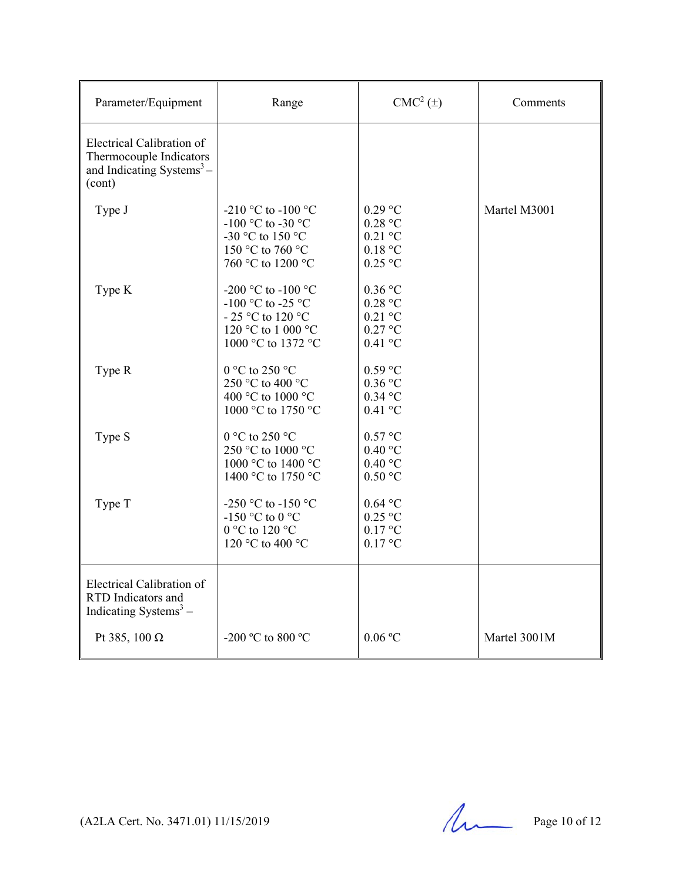| Parameter/Equipment | Range | CMC[2] (±) | Comments |
| --- | --- | --- | --- |
| Electrical Calibration of Thermocouple Indicators and Indicating Systems[3] – (cont) | | | |
| Type J | -210 °C to -100 °C<br>-100 °C to -30 °C<br>-30 °C to 150 °C<br>150 °C to 760 °C<br>760 °C to 1200 °C | 0.29 °C<br>0.28 °C<br>0.21 °C<br>0.18 °C<br>0.25 °C | Martel M3001 |
| Type K | -200 °C to -100 °C<br>-100 °C to -25 °C<br>- 25 °C to 120 °C<br>120 °C to 1 000 °C<br>1000 °C to 1372 °C | 0.36 °C<br>0.28 °C<br>0.21 °C<br>0.27 °C<br>0.41 °C | |
| Type R | 0 °C to 250 °C<br>250 °C to 400 °C<br>400 °C to 1000 °C<br>1000 °C to 1750 °C | 0.59 °C<br>0.36 °C<br>0.34 °C<br>0.41 °C | |
| Type S | 0 °C to 250 °C<br>250 °C to 1000 °C<br>1000 °C to 1400 °C<br>1400 °C to 1750 °C | 0.57 °C<br>0.40 °C<br>0.40 °C<br>0.50 °C | |
| Type T | -250 °C to -150 °C<br>-150 °C to 0 °C<br>0 °C to 120 °C<br>120 °C to 400 °C | 0.64 °C<br>0.25 °C<br>0.17 °C<br>0.17 °C | |
| Electrical Calibration of RTD Indicators and Indicating Systems[3] – | | | |
| Pt 385, 100 Ω | -200 ºC to 800 ºC | 0.06 ºC | Martel 3001M |

(A2LA Cert. No. 3471.01) 11/15/2019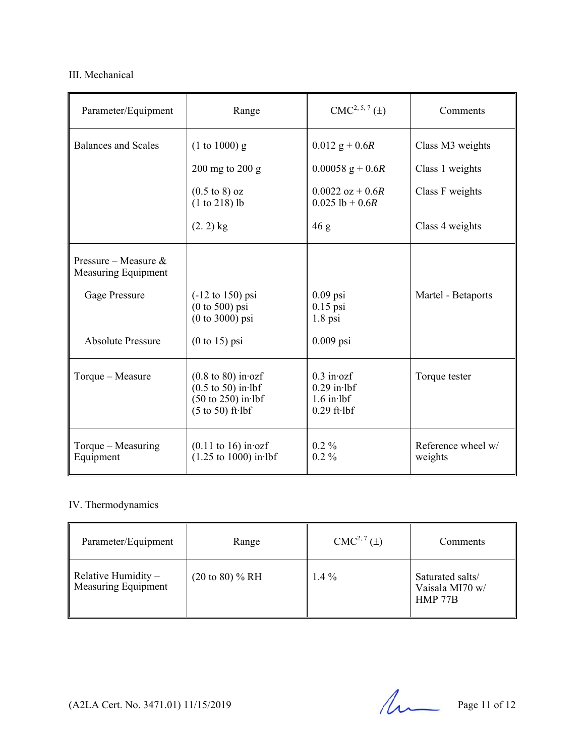III. Mechanical

| Parameter/Equipment | Range | CMC[2, 5, 7] (±) | Comments |
|---|---|---|---|
| Balances and Scales | (1 to 1000) g | 0.012 g + 0.6*R* | Class M3 weights |
| | 200 mg to 200 g | 0.00058 g + 0.6*R* | Class 1 weights |
| | (0.5 to 8) oz<br>(1 to 218) lb | 0.0022 oz + 0.6*R*<br>0.025 lb + 0.6*R* | Class F weights |
| | (2. 2) kg | 46 g | Class 4 weights |
| Pressure – Measure & Measuring Equipment | | | |
| Gage Pressure | (-12 to 150) psi<br>(0 to 500) psi<br>(0 to 3000) psi | 0.09 psi<br>0.15 psi<br>1.8 psi | Martel - Betaports |
| Absolute Pressure | (0 to 15) psi | 0.009 psi | |
| Torque – Measure | (0.8 to 80) in·ozf<br>(0.5 to 50) in·lbf<br>(50 to 250) in·lbf<br>(5 to 50) ft·lbf | 0.3 in·ozf<br>0.29 in·lbf<br>1.6 in·lbf<br>0.29 ft·lbf | Torque tester |
| Torque – Measuring Equipment | (0.11 to 16) in·ozf<br>(1.25 to 1000) in·lbf | 0.2 %<br>0.2 % | Reference wheel w/ weights |

IV. Thermodynamics

| Parameter/Equipment | Range | CMC[2, 7] (±) | Comments |
|---|---|---|---|
| Relative Humidity – Measuring Equipment | (20 to 80) % RH | 1.4 % | Saturated salts/ Vaisala MI70 w/ HMP 77B |

(A2LA Cert. No. 3471.01) 11/15/2019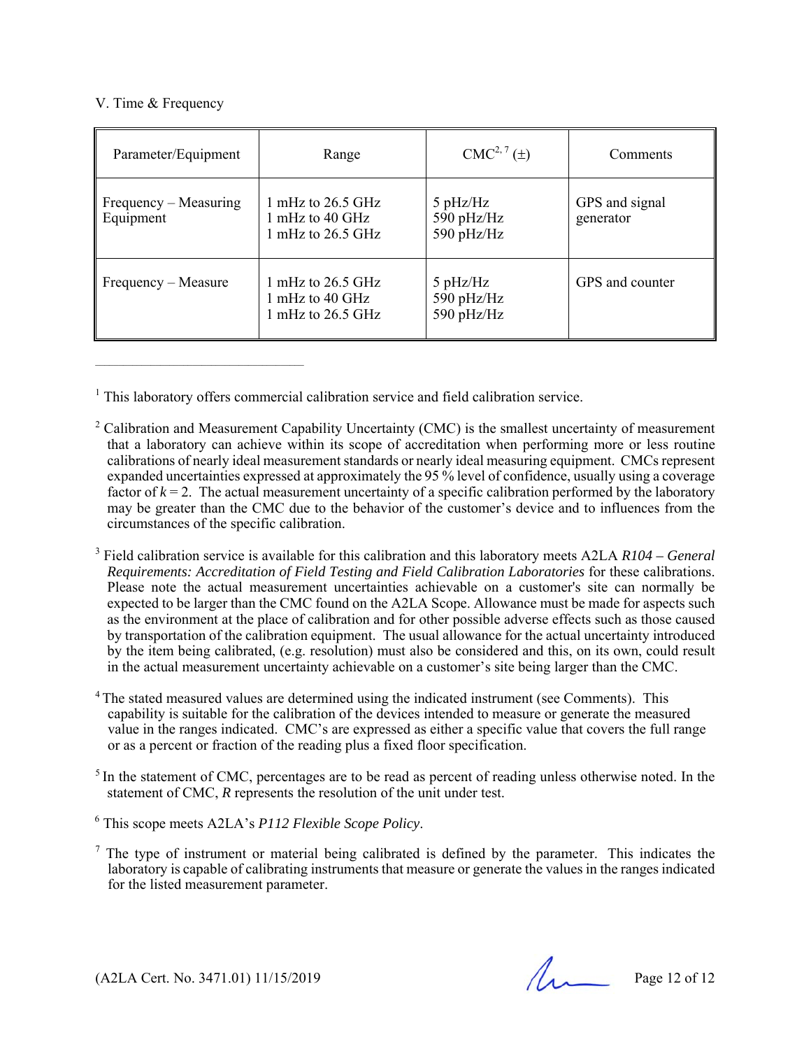V. Time & Frequency

| Parameter/Equipment | Range | CMC[2, 7] (±) | Comments |
|---|---|---|---|
| Frequency – Measuring Equipment | 1 mHz to 26.5 GHz<br>1 mHz to 40 GHz<br>1 mHz to 26.5 GHz | 5 pHz/Hz<br>590 pHz/Hz<br>590 pHz/Hz | GPS and signal generator |
| Frequency – Measure | 1 mHz to 26.5 GHz<br>1 mHz to 40 GHz<br>1 mHz to 26.5 GHz | 5 pHz/Hz<br>590 pHz/Hz<br>590 pHz/Hz | GPS and counter |

---

[1] This laboratory offers commercial calibration service and field calibration service.

[2] Calibration and Measurement Capability Uncertainty (CMC) is the smallest uncertainty of measurement that a laboratory can achieve within its scope of accreditation when performing more or less routine calibrations of nearly ideal measurement standards or nearly ideal measuring equipment. CMCs represent expanded uncertainties expressed at approximately the 95 % level of confidence, usually using a coverage factor of $k = 2$. The actual measurement uncertainty of a specific calibration performed by the laboratory may be greater than the CMC due to the behavior of the customer's device and to influences from the circumstances of the specific calibration.

[3] Field calibration service is available for this calibration and this laboratory meets A2LA *R104 – General Requirements: Accreditation of Field Testing and Field Calibration Laboratories* for these calibrations. Please note the actual measurement uncertainties achievable on a customer's site can normally be expected to be larger than the CMC found on the A2LA Scope. Allowance must be made for aspects such as the environment at the place of calibration and for other possible adverse effects such as those caused by transportation of the calibration equipment. The usual allowance for the actual uncertainty introduced by the item being calibrated, (e.g. resolution) must also be considered and this, on its own, could result in the actual measurement uncertainty achievable on a customer's site being larger than the CMC.

[4] The stated measured values are determined using the indicated instrument (see Comments). This capability is suitable for the calibration of the devices intended to measure or generate the measured value in the ranges indicated. CMC's are expressed as either a specific value that covers the full range or as a percent or fraction of the reading plus a fixed floor specification.

[5] In the statement of CMC, percentages are to be read as percent of reading unless otherwise noted. In the statement of CMC, *R* represents the resolution of the unit under test.

[6] This scope meets A2LA's *P112 Flexible Scope Policy*.

[7] The type of instrument or material being calibrated is defined by the parameter. This indicates the laboratory is capable of calibrating instruments that measure or generate the values in the ranges indicated for the listed measurement parameter.

(A2LA Cert. No. 3471.01) 11/15/2019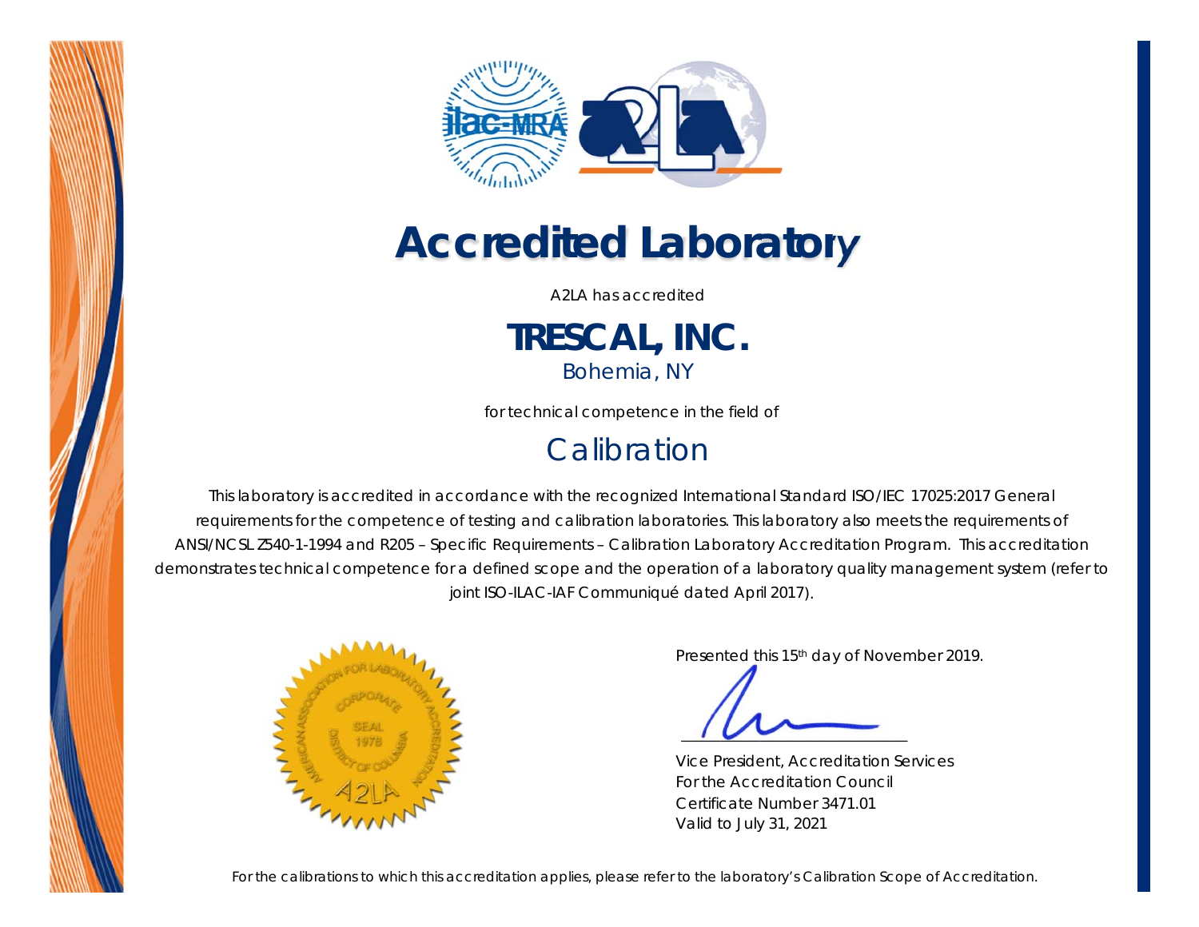# Accredited Laboratory

A2LA has accredited

## TRESCAL, INC.

Bohemia, NY

for technical competence in the field of

## Calibration

This laboratory is accredited in accordance with the recognized International Standard ISO/IEC 17025:2017 General requirements for the competence of testing and calibration laboratories. This laboratory also meets the requirements of ANSI/NCSL Z540-1-1994 and R205 – Specific Requirements – Calibration Laboratory Accreditation Program. This accreditation demonstrates technical competence for a defined scope and the operation of a laboratory quality management system (refer to joint ISO-ILAC-IAF Communiqué dated April 2017).

AMERICAN ASSOCIATION FOR LABORATORY ACCREDITATION
CORPORATE SEAL 1978
DISTRICT OF COLUMBIA
A2LA

Presented this 15th day of November 2019.

Vice President, Accreditation Services
For the Accreditation Council
Certificate Number 3471.01
Valid to July 31, 2021

For the calibrations to which this accreditation applies, please refer to the laboratory's Calibration Scope of Accreditation.